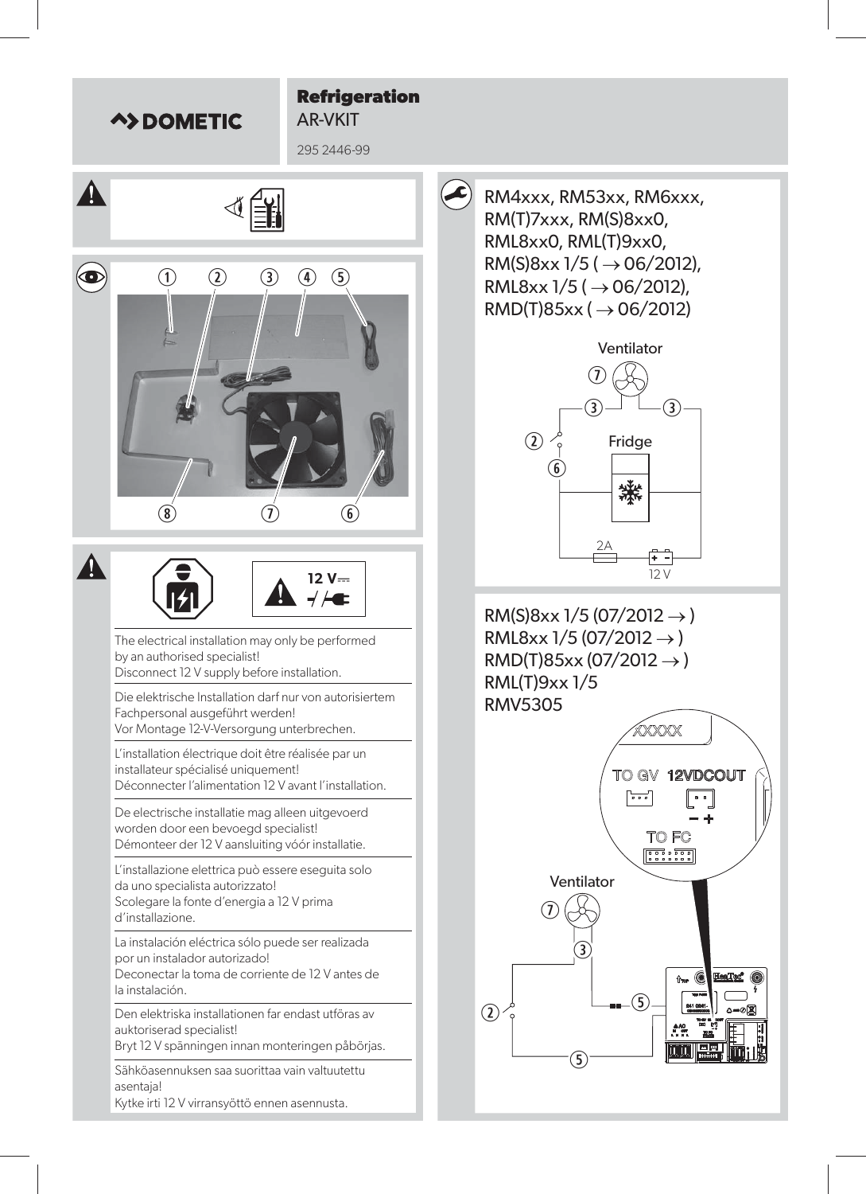# DOMETIC

## Refrigeration

AR-VKIT

295 2446-99

The electrical installation may only be performed by an authorised specialist!
Disconnect 12 V supply before installation.

Die elektrische Installation darf nur von autorisiertem Fachpersonal ausgeführt werden!
Vor Montage 12-V-Versorgung unterbrechen.

L'installation électrique doit être réalisée par un installateur spécialisé uniquement!
Déconnecter l'alimentation 12 V avant l'installation.

De electrische installatie mag alleen uitgevoerd worden door een bevoegd specialist!
Démonteer der 12 V aansluiting vóór installatie.

L'installazione elettrica può essere eseguita solo da uno specialista autorizzato!
Scolegare la fonte d'energia a 12 V prima d'installazione.

La instalación eléctrica sólo puede ser realizada por un instalador autorizado!
Deconectar la toma de corriente de 12 V antes de la instalación.

Den elektriska installationen far endast utföras av auktoriserad specialist!
Bryt 12 V spänningen innan monteringen påbörjas.

Sähköasennuksen saa suorittaa vain valtuutettu asentaja!
Kytke irti 12 V virransyöttö ennen asennusta.

RM4xxx, RM53xx, RM6xxx, RM(T)7xxx, RM(S)8xx0, RML8xx0, RML(T)9xx0, RM(S)8xx 1/5 ( → 06/2012), RML8xx 1/5 ( → 06/2012), RMD(T)85xx ( → 06/2012)

RM(S)8xx 1/5 (07/2012 → )
RML8xx 1/5 (07/2012 → )
RMD(T)85xx (07/2012 → )
RML(T)9xx 1/5
RMV5305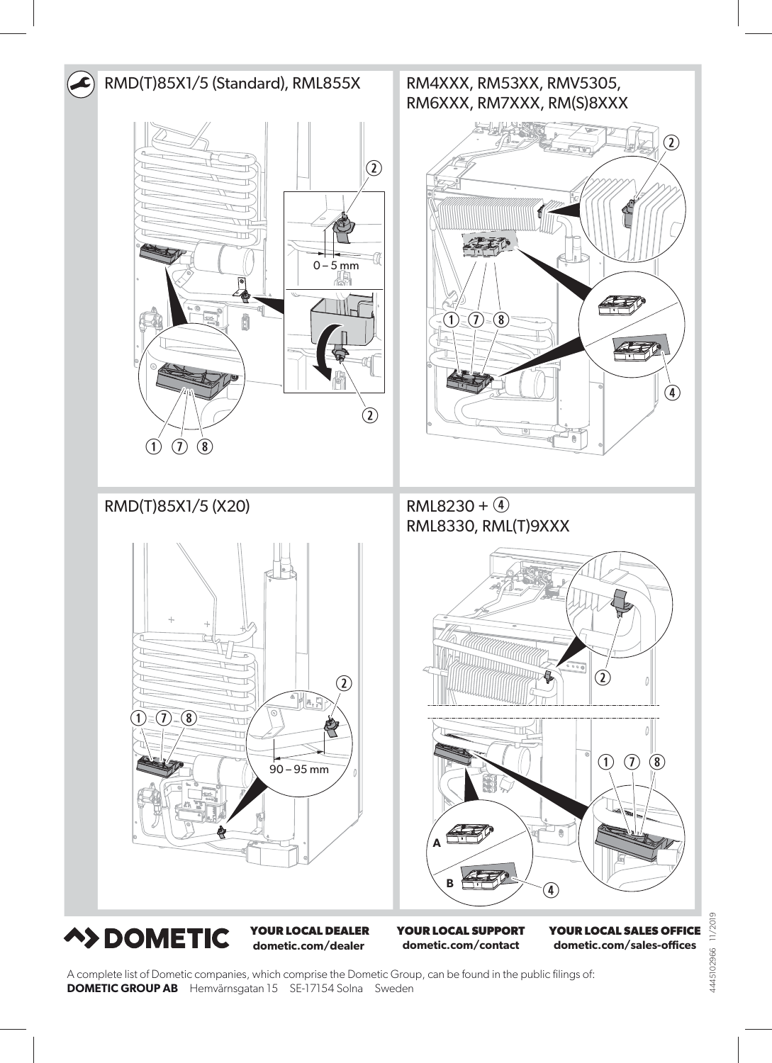## RMD(T)85X1/5 (Standard), RML855X

2

0 – 5 mm

2

1 7 8

## RM4XXX, RM53XX, RMV5305, RM6XXX, RM7XXX, RM(S)8XXX

2

1 7 8

4

## RMD(T)85X1/5 (X20)

2

1 7 8

90 – 95 mm

## RML8230 + 4 RML8330, RML(T)9XXX

2

1 7 8

A

B

4

**DOMETIC**

**YOUR LOCAL DEALER**
**dometic.com/dealer**

**YOUR LOCAL SUPPORT**
**dometic.com/contact**

**YOUR LOCAL SALES OFFICE**
**dometic.com/sales-offices**

A complete list of Dometic companies, which comprise the Dometic Group, can be found in the public filings of:
**DOMETIC GROUP AB** Hemvärnsgatan 15 SE-17154 Solna Sweden

4445102966 11/2019